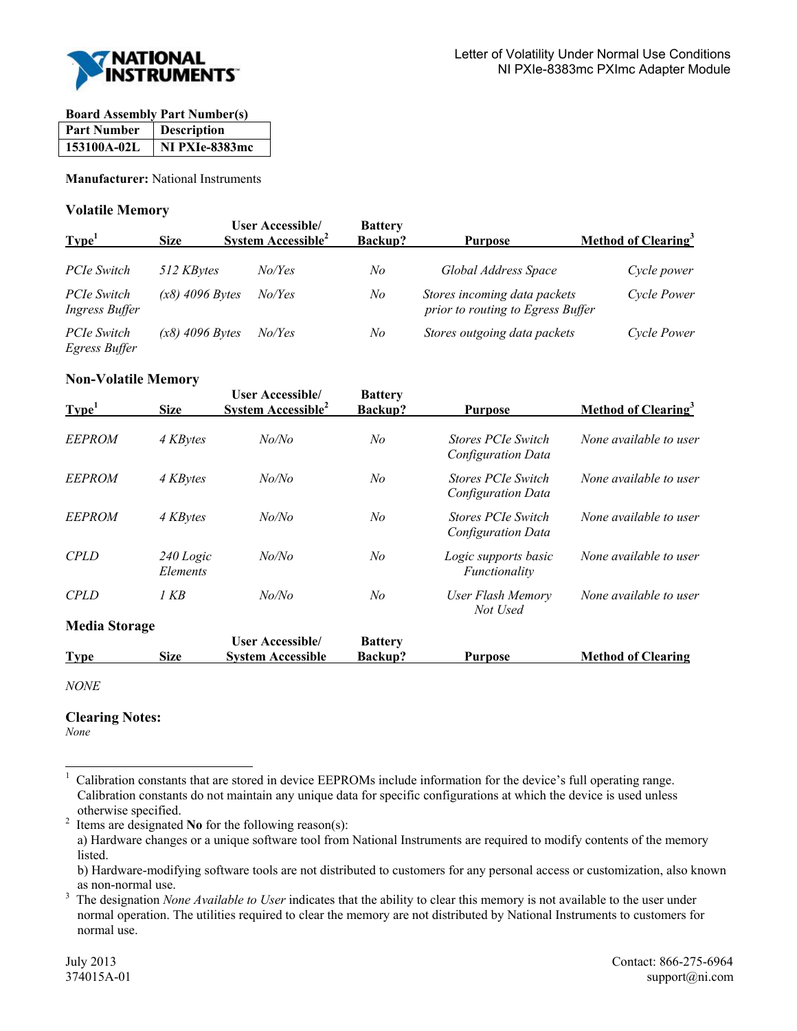Letter of Volatility Under Normal Use Conditions
NI PXIe-8383mc PXImc Adapter Module

**Board Assembly Part Number(s)**

| Part Number | Description |
|---|---|
| 153100A-02L | NI PXIe-8383mc |

**Manufacturer:** National Instruments

## Volatile Memory

| Type[1] | Size | User Accessible/ System Accessible[2] | Battery Backup? | Purpose | Method of Clearing[3] |
|---|---|---|---|---|---|
| *PCIe Switch* | *512 KBytes* | *No/Yes* | *No* | *Global Address Space* | *Cycle power* |
| *PCIe Switch Ingress Buffer* | *(x8) 4096 Bytes* | *No/Yes* | *No* | *Stores incoming data packets prior to routing to Egress Buffer* | *Cycle Power* |
| *PCIe Switch Egress Buffer* | *(x8) 4096 Bytes* | *No/Yes* | *No* | *Stores outgoing data packets* | *Cycle Power* |

## Non-Volatile Memory

| Type[1] | Size | User Accessible/ System Accessible[2] | Battery Backup? | Purpose | Method of Clearing[3] |
|---|---|---|---|---|---|
| *EEPROM* | *4 KBytes* | *No/No* | *No* | *Stores PCIe Switch Configuration Data* | *None available to user* |
| *EEPROM* | *4 KBytes* | *No/No* | *No* | *Stores PCIe Switch Configuration Data* | *None available to user* |
| *EEPROM* | *4 KBytes* | *No/No* | *No* | *Stores PCIe Switch Configuration Data* | *None available to user* |
| *CPLD* | *240 Logic Elements* | *No/No* | *No* | *Logic supports basic Functionality* | *None available to user* |
| *CPLD* | *1 KB* | *No/No* | *No* | *User Flash Memory Not Used* | *None available to user* |

## Media Storage

| Type | Size | User Accessible/ System Accessible | Battery Backup? | Purpose | Method of Clearing |
|---|---|---|---|---|---|

*NONE*

## Clearing Notes:

*None*

---

[1] Calibration constants that are stored in device EEPROMs include information for the device's full operating range. Calibration constants do not maintain any unique data for specific configurations at which the device is used unless otherwise specified.

[2] Items are designated **No** for the following reason(s):
a) Hardware changes or a unique software tool from National Instruments are required to modify contents of the memory listed.
b) Hardware-modifying software tools are not distributed to customers for any personal access or customization, also known as non-normal use.

[3] The designation *None Available to User* indicates that the ability to clear this memory is not available to the user under normal operation. The utilities required to clear the memory are not distributed by National Instruments to customers for normal use.

July 2013
374015A-01

Contact: 866-275-6964
support@ni.com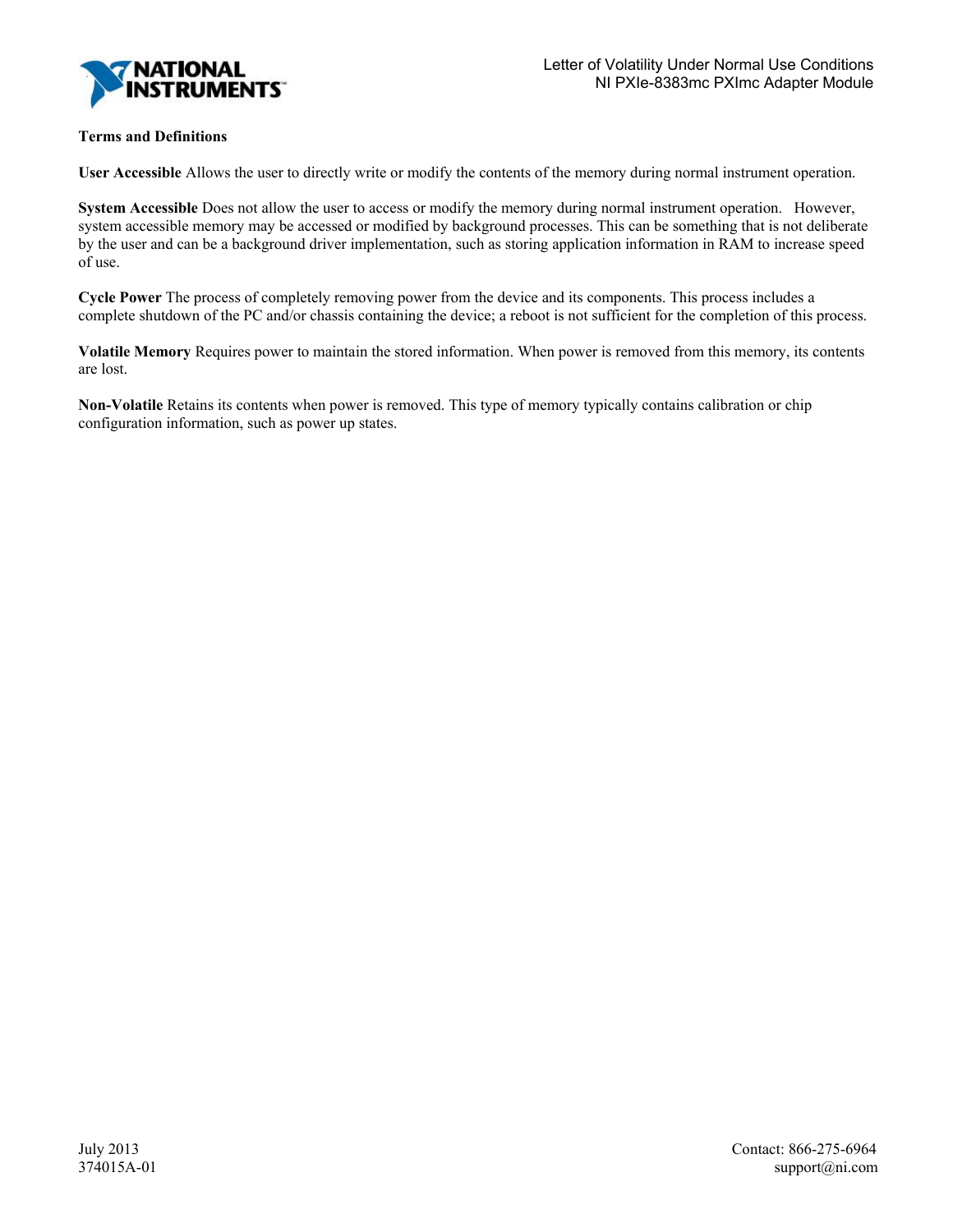**Terms and Definitions**

**User Accessible** Allows the user to directly write or modify the contents of the memory during normal instrument operation.

**System Accessible** Does not allow the user to access or modify the memory during normal instrument operation. However, system accessible memory may be accessed or modified by background processes. This can be something that is not deliberate by the user and can be a background driver implementation, such as storing application information in RAM to increase speed of use.

**Cycle Power** The process of completely removing power from the device and its components. This process includes a complete shutdown of the PC and/or chassis containing the device; a reboot is not sufficient for the completion of this process.

**Volatile Memory** Requires power to maintain the stored information. When power is removed from this memory, its contents are lost.

**Non-Volatile** Retains its contents when power is removed. This type of memory typically contains calibration or chip configuration information, such as power up states.